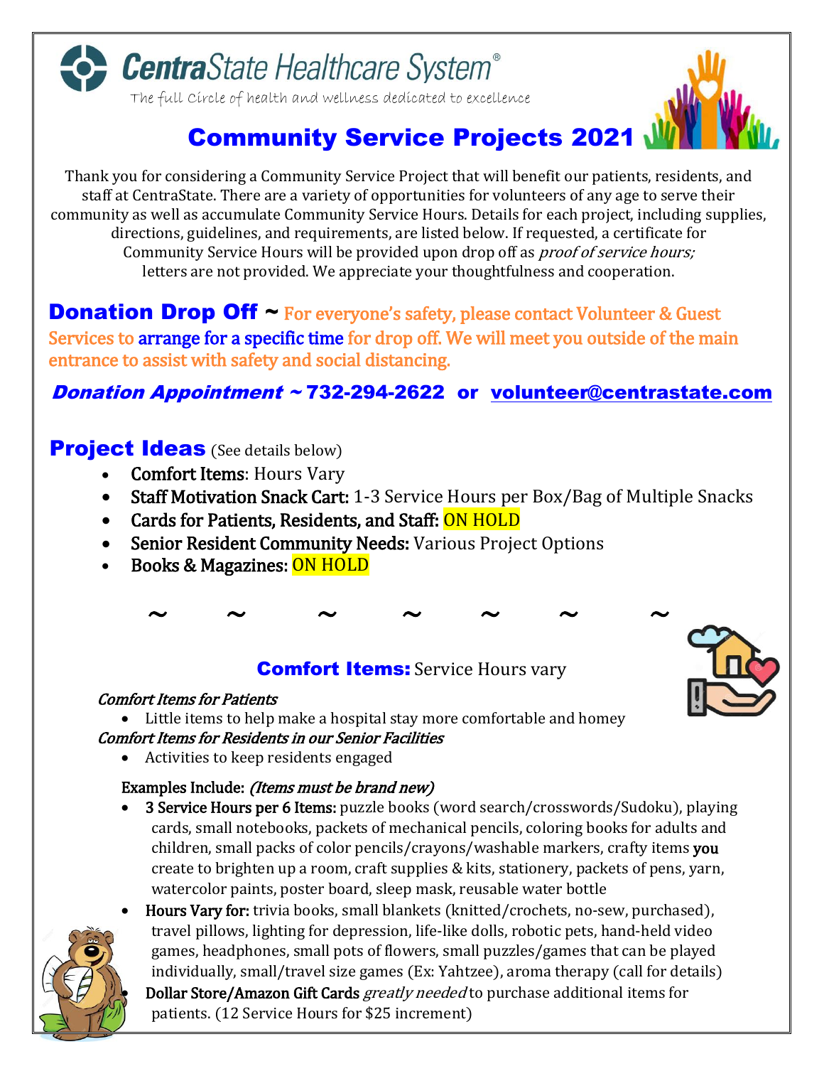# CentraState Healthcare System®

The full circle of health and wellness dedicated to excellence

## Community Service Projects 2021

Thank you for considering a Community Service Project that will benefit our patients, residents, and staff at CentraState. There are a variety of opportunities for volunteers of any age to serve their community as well as accumulate Community Service Hours. Details for each project, including supplies, directions, guidelines, and requirements, are listed below. If requested, a certificate for Community Service Hours will be provided upon drop off as *proof of service hours;* letters are not provided. We appreciate your thoughtfulness and cooperation.

## Donation Drop Off ~ For everyone's safety, please contact Volunteer & Guest Services to arrange for a specific time for drop off. We will meet you outside of the main entrance to assist with safety and social distancing.

***Donation Appointment* ~ 732-294-2622 or volunteer@centrastate.com**

## Project Ideas (See details below)

- **Comfort Items**: Hours Vary
- **Staff Motivation Snack Cart:** 1-3 Service Hours per Box/Bag of Multiple Snacks
- **Cards for Patients, Residents, and Staff:** ON HOLD
- **Senior Resident Community Needs:** Various Project Options
- **Books & Magazines:** ON HOLD

~ ~ ~ ~ ~ ~ ~

### Comfort Items: Service Hours vary

*Comfort Items for Patients*

- Little items to help make a hospital stay more comfortable and homey

*Comfort Items for Residents in our Senior Facilities*

- Activities to keep residents engaged

**Examples Include:** ***(Items must be brand new)***

- **3 Service Hours per 6 Items:** puzzle books (word search/crosswords/Sudoku), playing cards, small notebooks, packets of mechanical pencils, coloring books for adults and children, small packs of color pencils/crayons/washable markers, crafty items **you** create to brighten up a room, craft supplies & kits, stationery, packets of pens, yarn, watercolor paints, poster board, sleep mask, reusable water bottle
- **Hours Vary for:** trivia books, small blankets (knitted/crochets, no-sew, purchased), travel pillows, lighting for depression, life-like dolls, robotic pets, hand-held video games, headphones, small pots of flowers, small puzzles/games that can be played individually, small/travel size games (Ex: Yahtzee), aroma therapy (call for details)
- **Dollar Store/Amazon Gift Cards** *greatly needed* to purchase additional items for patients. (12 Service Hours for $25 increment)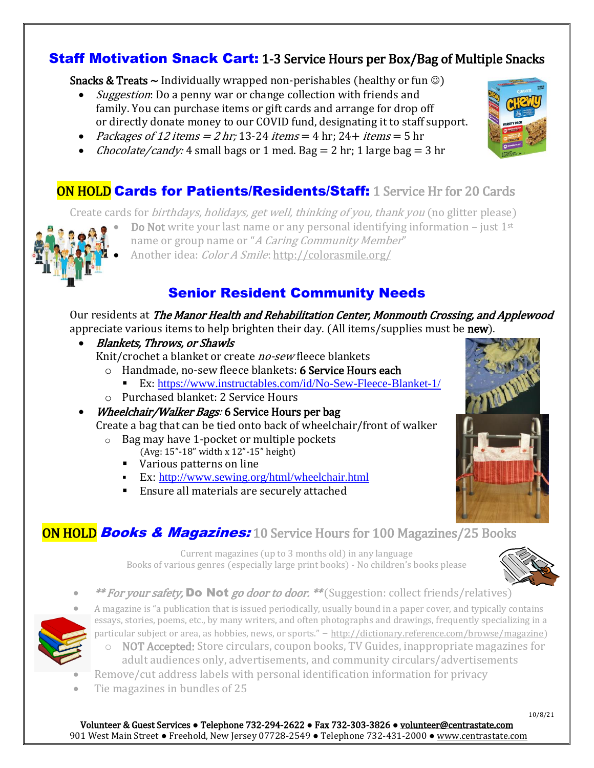## Staff Motivation Snack Cart: 1-3 Service Hours per Box/Bag of Multiple Snacks

**Snacks & Treats** ~ Individually wrapped non-perishables (healthy or fun ☺)

- *Suggestion*: Do a penny war or change collection with friends and family. You can purchase items or gift cards and arrange for drop off or directly donate money to our COVID fund, designating it to staff support.
- *Packages of 12 items = 2 hr;* 13-24 *items* = 4 hr; 24+ *items* = 5 hr
- *Chocolate/candy:* 4 small bags or 1 med. Bag = 2 hr; 1 large bag = 3 hr

## ON HOLD Cards for Patients/Residents/Staff: 1 Service Hr for 20 Cards

Create cards for *birthdays, holidays, get well, thinking of you, thank you* (no glitter please)

- **Do Not** write your last name or any personal identifying information – just 1st name or group name or "*A Caring Community Member*"
- Another idea: *Color A Smile*: http://colorasmile.org/

## Senior Resident Community Needs

Our residents at ***The Manor Health and Rehabilitation Center, Monmouth Crossing, and Applewood*** appreciate various items to help brighten their day. (All items/supplies must be **new**).

- ***Blankets, Throws, or Shawls***
  Knit/crochet a blanket or create *no-sew* fleece blankets
  - Handmade, no-sew fleece blankets: **6 Service Hours each**
    - Ex: https://www.instructables.com/id/No-Sew-Fleece-Blanket-1/
  - Purchased blanket: 2 Service Hours
- ***Wheelchair/Walker Bags**:* **6 Service Hours per bag**
  Create a bag that can be tied onto back of wheelchair/front of walker
  - Bag may have 1-pocket or multiple pockets
    (Avg: 15"-18" width x 12"-15" height)
    - Various patterns on line
    - Ex: http://www.sewing.org/html/wheelchair.html
    - Ensure all materials are securely attached

## ON HOLD *Books & Magazines:* 10 Service Hours for 100 Magazines/25 Books

Current magazines (up to 3 months old) in any language
Books of various genres (especially large print books) - No children's books please

- *\*\* For your safety,* **Do Not** *go door to door. \*\**(Suggestion: collect friends/relatives)
- A magazine is "a publication that is issued periodically, usually bound in a paper cover, and typically contains essays, stories, poems, etc., by many writers, and often photographs and drawings, frequently specializing in a particular subject or area, as hobbies, news, or sports." – http://dictionary.reference.com/browse/magazine)
  - **NOT Accepted:** Store circulars, coupon books, TV Guides, inappropriate magazines for adult audiences only, advertisements, and community circulars/advertisements
- Remove/cut address labels with personal identification information for privacy
- Tie magazines in bundles of 25

10/8/21

Volunteer & Guest Services ● Telephone 732-294-2622 ● Fax 732-303-3826 ● volunteer@centrastate.com
901 West Main Street ● Freehold, New Jersey 07728-2549 ● Telephone 732-431-2000 ● www.centrastate.com